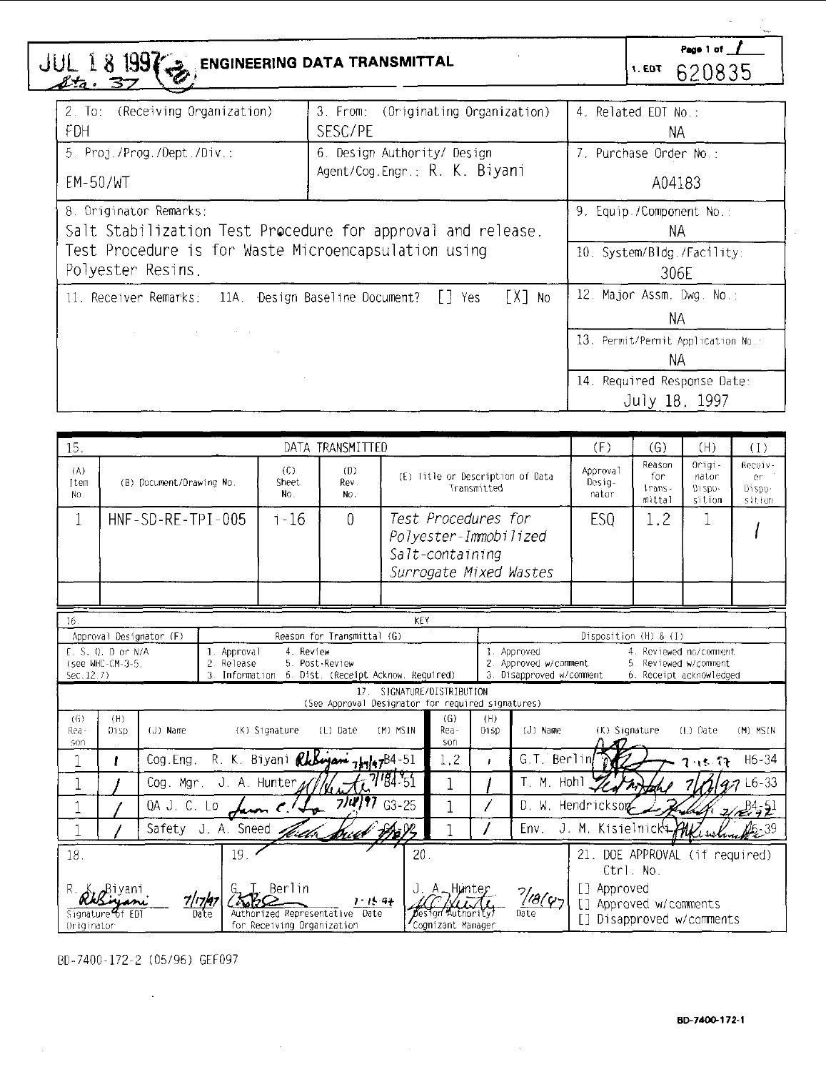JUL 18 1997 Sta. 37

# ENGINEERING DATA TRANSMITTAL

Page 1 of 1

1. EDT 620835

| 2. To: (Receiving Organization) | 3. From: (Originating Organization) | 4. Related EDT No.: |
|---|---|---|
| FDH | SESC/PE | NA |
| 5. Proj./Prog./Dept./Div.: | 6. Design Authority/ Design Agent/Cog.Engr.: R. K. Biyani | 7. Purchase Order No.: |
| EM-50/WT | | A04183 |
| 8. Originator Remarks: Salt Stabilization Test Procedure for approval and release. Test Procedure is for Waste Microencapsulation using Polyester Resins. | | 9. Equip./Component No.: NA |
| | | 10. System/Bldg./Facility: 306E |
| 11. Receiver Remarks: 11A. Design Baseline Document? [] Yes [X] No | | 12. Major Assm. Dwg. No.: NA |
| | | 13. Permit/Permit Application No.: NA |
| | | 14. Required Response Date: July 18, 1997 |

| 15. | DATA TRANSMITTED | | | | (F) | (G) | (H) | (I) |
|---|---|---|---|---|---|---|---|---|
| (A) Item No. | (B) Document/Drawing No. | (C) Sheet No. | (D) Rev. No. | (E) Title or Description of Data Transmitted | Approval Designator | Reason for Transmittal | Originator Disposition | Receiver Disposition |
| 1 | HNF-SD-RE-TPI-005 | i-16 | 0 | *Test Procedures for Polyester-Immobilized Salt-containing Surrogate Mixed Wastes* | ESQ | 1,2 | 1 | 1 |

16. KEY

| Approval Designator (F) | Reason for Transmittal (G) | Disposition (H) & (I) |
|---|---|---|
| E, S, Q, D or N/A (see WHC-CM-3-5, Sec.12.7) | 1. Approval 2. Release 3. Information 4. Review 5. Post-Review 6. Dist. (Receipt Acknow. Required) | 1. Approved 2. Approved w/comment 3. Disapproved w/comment 4. Reviewed no/comment 5. Reviewed w/comment 6. Receipt acknowledged |

17. SIGNATURE/DISTRIBUTION (See Approval Designator for required signatures)

| (G) Reason | (H) Disp. | (J) Name | (K) Signature | (L) Date | (M) MSIN | (G) Reason | (H) Disp. | (J) Name | (K) Signature | (L) Date | (M) MSIN |
|---|---|---|---|---|---|---|---|---|---|---|---|
| 1 | 1 | Cog.Eng. R. K. Biyani | R.K. Biyani | 7/17/97 | B4-51 | 1,2 | 1 | G.T. Berlin | | 7-18-97 | H6-34 |
| 1 | 1 | Cog. Mgr. J. A. Hunter | | 7/18/97 | B4-51 | 1 | 1 | T. M. Hohl | | 7/18/97 | L6-33 |
| 1 | 1 | QA J. C. Lo | | 7/18/97 | G3-25 | 1 | 1 | D. W. Hendrickson | | 7/18/97 | B4-51 |
| 1 | 1 | Safety J. A. Sneed | | | | 1 | 1 | Env. J. M. Kisielnicki | | | 6-39 |

| 18. | 19. | 20. | 21. DOE APPROVAL (if required) Ctrl. No. |
|---|---|---|---|
| R. K. Biyani 7/17/97 Signature of EDT Originator Date | G. T. Berlin 7-18-97 Authorized Representative Date for Receiving Organization | J. A. Hunter 7/18/97 Design Authority/ Cognizant Manager Date | [] Approved [] Approved w/comments [] Disapproved w/comments |

BD-7400-172-2 (05/96) GEF097

BD-7400-172-1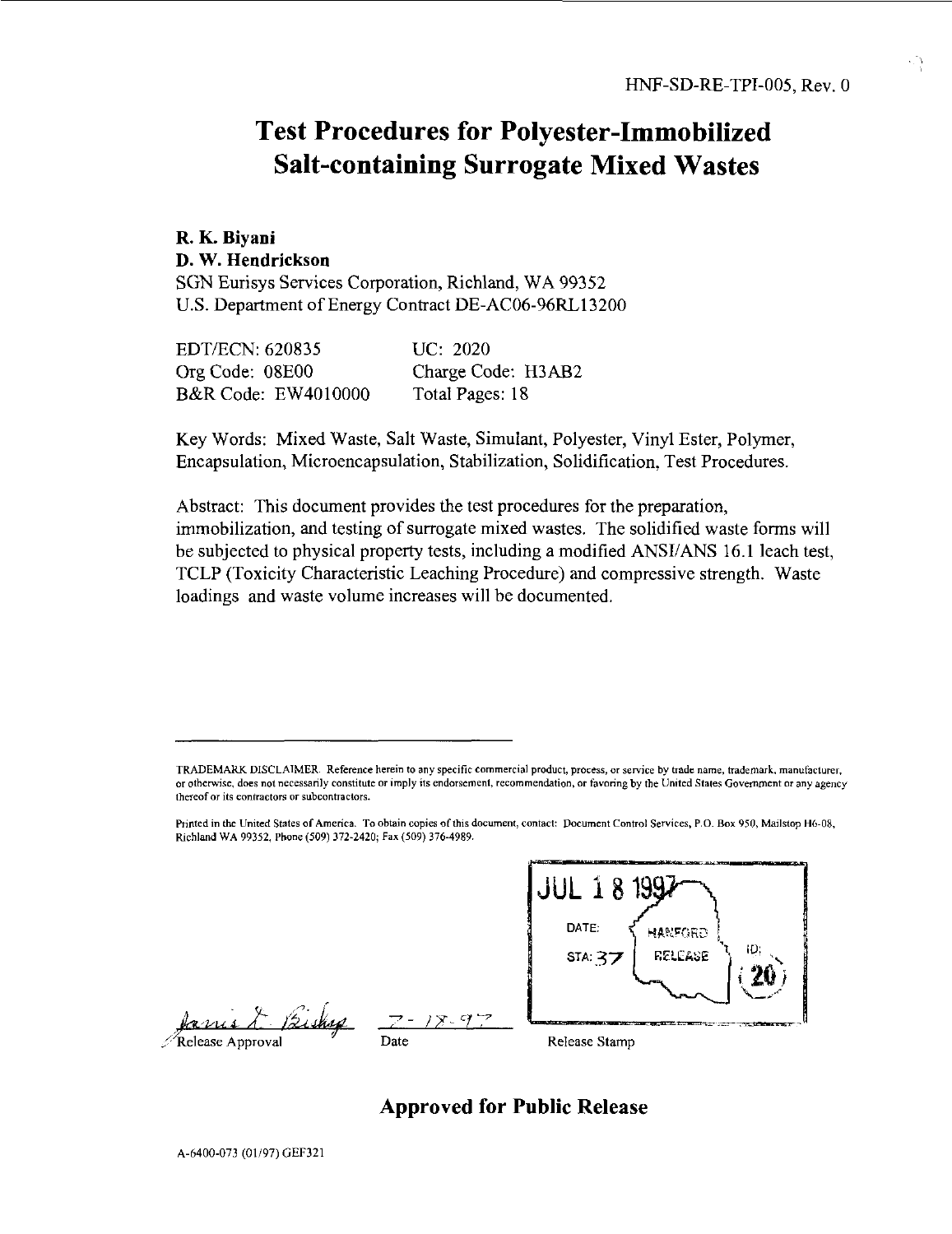HNF-SD-RE-TPI-005, Rev. 0

# Test Procedures for Polyester-Immobilized Salt-containing Surrogate Mixed Wastes

**R. K. Biyani**
**D. W. Hendrickson**
SGN Eurisys Services Corporation, Richland, WA 99352
U.S. Department of Energy Contract DE-AC06-96RL13200

| | |
|---|---|
| EDT/ECN: 620835 | UC: 2020 |
| Org Code: 08E00 | Charge Code: H3AB2 |
| B&R Code: EW4010000 | Total Pages: 18 |

Key Words: Mixed Waste, Salt Waste, Simulant, Polyester, Vinyl Ester, Polymer, Encapsulation, Microencapsulation, Stabilization, Solidification, Test Procedures.

Abstract: This document provides the test procedures for the preparation, immobilization, and testing of surrogate mixed wastes. The solidified waste forms will be subjected to physical property tests, including a modified ANSI/ANS 16.1 leach test, TCLP (Toxicity Characteristic Leaching Procedure) and compressive strength. Waste loadings and waste volume increases will be documented.

---

TRADEMARK DISCLAIMER. Reference herein to any specific commercial product, process, or service by trade name, trademark, manufacturer, or otherwise, does not necessarily constitute or imply its endorsement, recommendation, or favoring by the United States Government or any agency thereof or its contractors or subcontractors.

Printed in the United States of America. To obtain copies of this document, contact: Document Control Services, P.O. Box 950, Mailstop H6-08, Richland WA 99352, Phone (509) 372-2420; Fax (509) 376-4989.

JUL 18 1997
DATE: HANFORD RELEASE
STA: 37 ID: 20

Janis L. Bishop — 7-18-97

Release Approval — Date — Release Stamp

**Approved for Public Release**

A-6400-073 (01/97) GEF321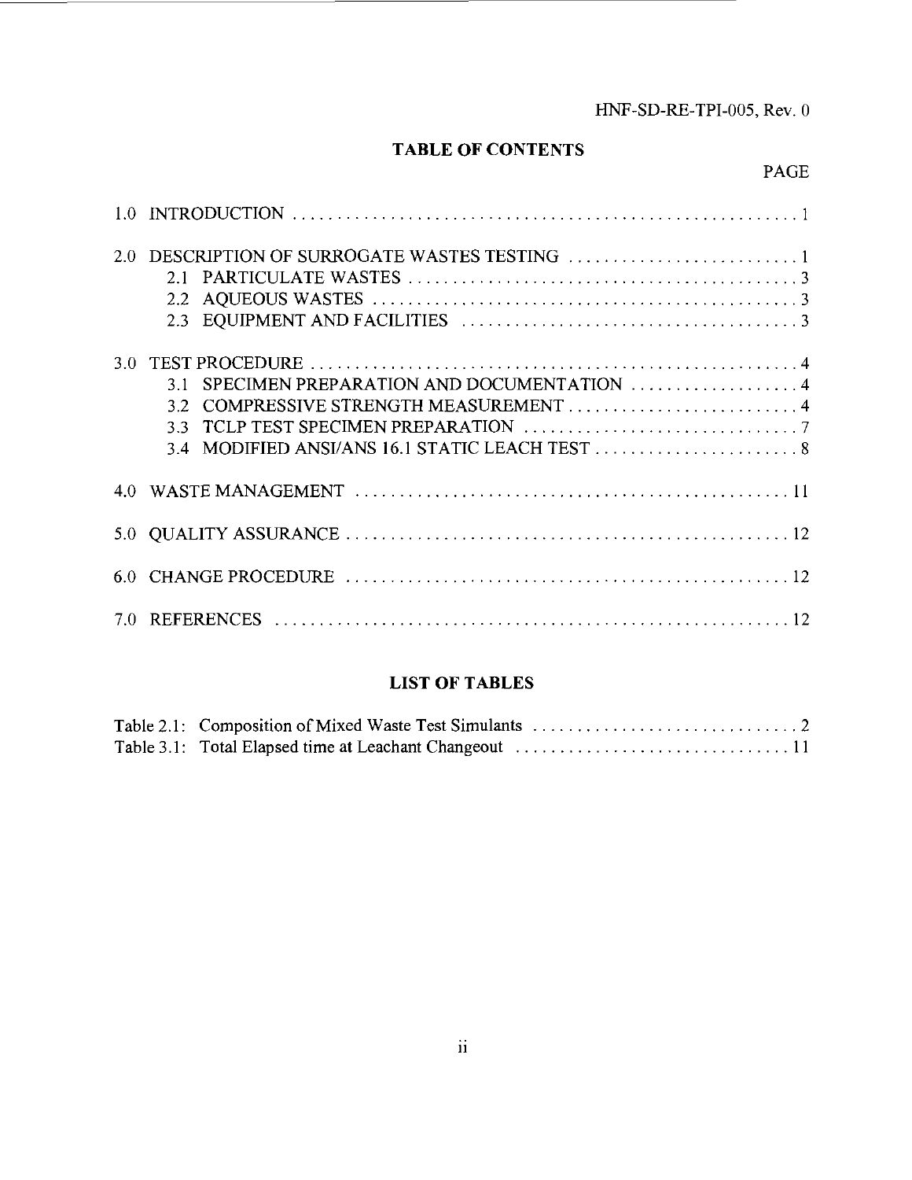## TABLE OF CONTENTS

| | PAGE |
|---|---|
| 1.0 INTRODUCTION | 1 |
| 2.0 DESCRIPTION OF SURROGATE WASTES TESTING | 1 |
| 2.1 PARTICULATE WASTES | 3 |
| 2.2 AQUEOUS WASTES | 3 |
| 2.3 EQUIPMENT AND FACILITIES | 3 |
| 3.0 TEST PROCEDURE | 4 |
| 3.1 SPECIMEN PREPARATION AND DOCUMENTATION | 4 |
| 3.2 COMPRESSIVE STRENGTH MEASUREMENT | 4 |
| 3.3 TCLP TEST SPECIMEN PREPARATION | 7 |
| 3.4 MODIFIED ANSI/ANS 16.1 STATIC LEACH TEST | 8 |
| 4.0 WASTE MANAGEMENT | 11 |
| 5.0 QUALITY ASSURANCE | 12 |
| 6.0 CHANGE PROCEDURE | 12 |
| 7.0 REFERENCES | 12 |

## LIST OF TABLES

| | |
|---|---|
| Table 2.1: Composition of Mixed Waste Test Simulants | 2 |
| Table 3.1: Total Elapsed time at Leachant Changeout | 11 |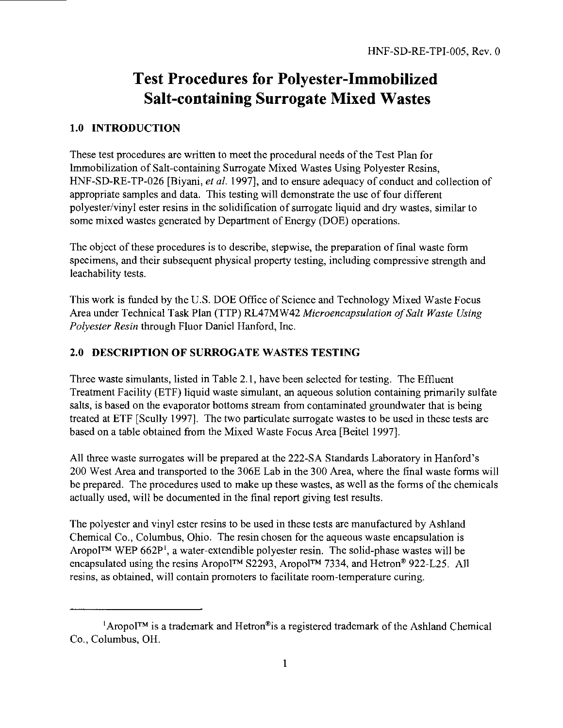# Test Procedures for Polyester-Immobilized Salt-containing Surrogate Mixed Wastes

## 1.0 INTRODUCTION

These test procedures are written to meet the procedural needs of the Test Plan for Immobilization of Salt-containing Surrogate Mixed Wastes Using Polyester Resins, HNF-SD-RE-TP-026 [Biyani, *et al.* 1997], and to ensure adequacy of conduct and collection of appropriate samples and data. This testing will demonstrate the use of four different polyester/vinyl ester resins in the solidification of surrogate liquid and dry wastes, similar to some mixed wastes generated by Department of Energy (DOE) operations.

The object of these procedures is to describe, stepwise, the preparation of final waste form specimens, and their subsequent physical property testing, including compressive strength and leachability tests.

This work is funded by the U.S. DOE Office of Science and Technology Mixed Waste Focus Area under Technical Task Plan (TTP) RL47MW42 *Microencapsulation of Salt Waste Using Polyester Resin* through Fluor Daniel Hanford, Inc.

## 2.0 DESCRIPTION OF SURROGATE WASTES TESTING

Three waste simulants, listed in Table 2.1, have been selected for testing. The Effluent Treatment Facility (ETF) liquid waste simulant, an aqueous solution containing primarily sulfate salts, is based on the evaporator bottoms stream from contaminated groundwater that is being treated at ETF [Scully 1997]. The two particulate surrogate wastes to be used in these tests are based on a table obtained from the Mixed Waste Focus Area [Beitel 1997].

All three waste surrogates will be prepared at the 222-SA Standards Laboratory in Hanford's 200 West Area and transported to the 306E Lab in the 300 Area, where the final waste forms will be prepared. The procedures used to make up these wastes, as well as the forms of the chemicals actually used, will be documented in the final report giving test results.

The polyester and vinyl ester resins to be used in these tests are manufactured by Ashland Chemical Co., Columbus, Ohio. The resin chosen for the aqueous waste encapsulation is Aropol™ WEP 662P[1], a water-extendible polyester resin. The solid-phase wastes will be encapsulated using the resins Aropol™ S2293, Aropol™ 7334, and Hetron® 922-L25. All resins, as obtained, will contain promoters to facilitate room-temperature curing.

---

[1]Aropol™ is a trademark and Hetron® is a registered trademark of the Ashland Chemical Co., Columbus, OH.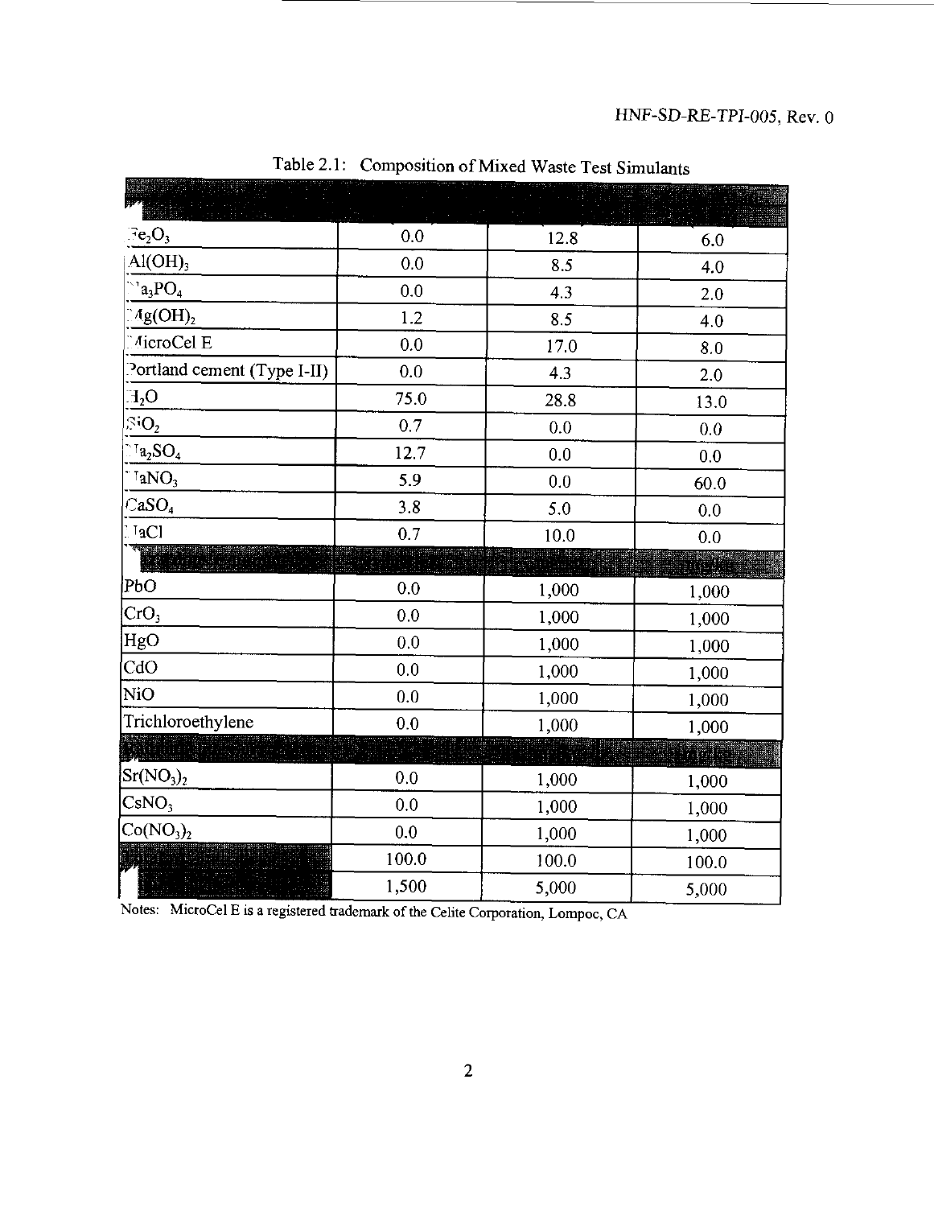Table 2.1: Composition of Mixed Waste Test Simulants

| | | | |
|---|---|---|---|
| $Fe_2O_3$ | 0.0 | 12.8 | 6.0 |
| $Al(OH)_3$ | 0.0 | 8.5 | 4.0 |
| $Na_3PO_4$ | 0.0 | 4.3 | 2.0 |
| $Mg(OH)_2$ | 1.2 | 8.5 | 4.0 |
| MicroCel E | 0.0 | 17.0 | 8.0 |
| Portland cement (Type I-II) | 0.0 | 4.3 | 2.0 |
| $H_2O$ | 75.0 | 28.8 | 13.0 |
| $SiO_2$ | 0.7 | 0.0 | 0.0 |
| $Na_2SO_4$ | 12.7 | 0.0 | 0.0 |
| $NaNO_3$ | 5.9 | 0.0 | 60.0 |
| $CaSO_4$ | 3.8 | 5.0 | 0.0 |
| NaCl | 0.7 | 10.0 | 0.0 |
| | | | |
| PbO | 0.0 | 1,000 | 1,000 |
| $CrO_3$ | 0.0 | 1,000 | 1,000 |
| HgO | 0.0 | 1,000 | 1,000 |
| CdO | 0.0 | 1,000 | 1,000 |
| NiO | 0.0 | 1,000 | 1,000 |
| Trichloroethylene | 0.0 | 1,000 | 1,000 |
| | | | |
| $Sr(NO_3)_2$ | 0.0 | 1,000 | 1,000 |
| $CsNO_3$ | 0.0 | 1,000 | 1,000 |
| $Co(NO_3)_2$ | 0.0 | 1,000 | 1,000 |
| | 100.0 | 100.0 | 100.0 |
| | 1,500 | 5,000 | 5,000 |

Notes: MicroCel E is a registered trademark of the Celite Corporation, Lompoc, CA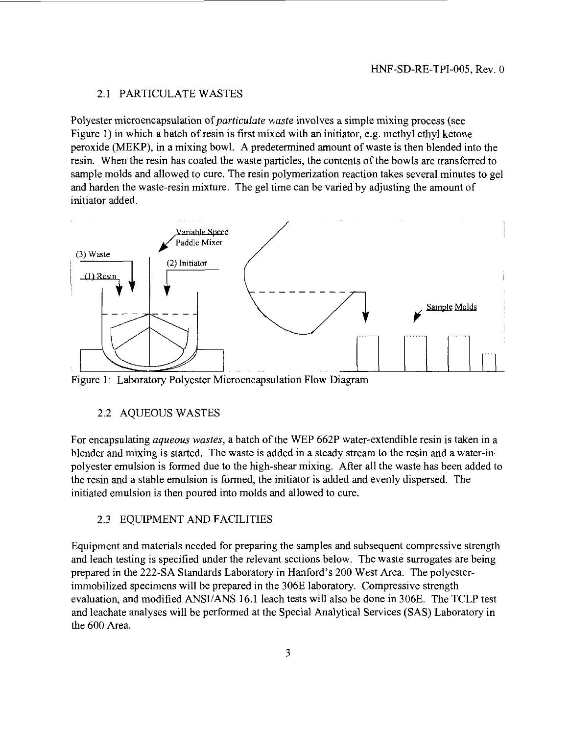## 2.1 PARTICULATE WASTES

Polyester microencapsulation of *particulate waste* involves a simple mixing process (see Figure 1) in which a batch of resin is first mixed with an initiator, e.g. methyl ethyl ketone peroxide (MEKP), in a mixing bowl. A predetermined amount of waste is then blended into the resin. When the resin has coated the waste particles, the contents of the bowls are transferred to sample molds and allowed to cure. The resin polymerization reaction takes several minutes to gel and harden the waste-resin mixture. The gel time can be varied by adjusting the amount of initiator added.

Figure 1: Laboratory Polyester Microencapsulation Flow Diagram

## 2.2 AQUEOUS WASTES

For encapsulating *aqueous wastes*, a batch of the WEP 662P water-extendible resin is taken in a blender and mixing is started. The waste is added in a steady stream to the resin and a water-in-polyester emulsion is formed due to the high-shear mixing. After all the waste has been added to the resin and a stable emulsion is formed, the initiator is added and evenly dispersed. The initiated emulsion is then poured into molds and allowed to cure.

## 2.3 EQUIPMENT AND FACILITIES

Equipment and materials needed for preparing the samples and subsequent compressive strength and leach testing is specified under the relevant sections below. The waste surrogates are being prepared in the 222-SA Standards Laboratory in Hanford's 200 West Area. The polyester-immobilized specimens will be prepared in the 306E laboratory. Compressive strength evaluation, and modified ANSI/ANS 16.1 leach tests will also be done in 306E. The TCLP test and leachate analyses will be performed at the Special Analytical Services (SAS) Laboratory in the 600 Area.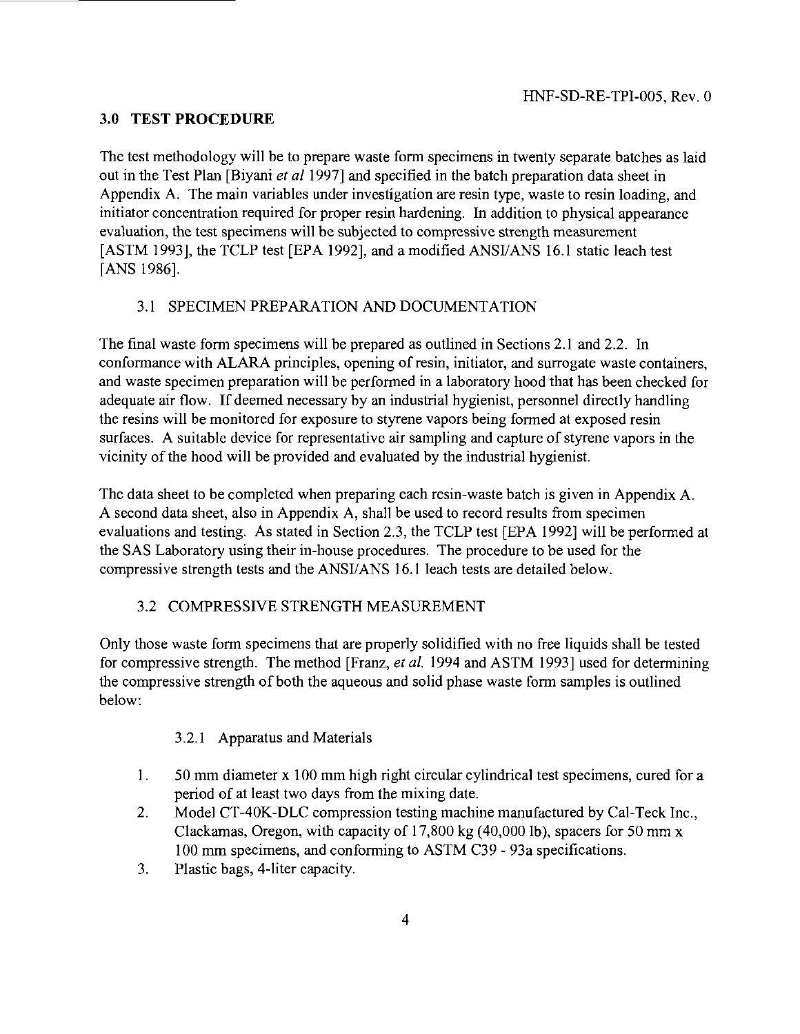## 3.0 TEST PROCEDURE

The test methodology will be to prepare waste form specimens in twenty separate batches as laid out in the Test Plan [Biyani *et al* 1997] and specified in the batch preparation data sheet in Appendix A. The main variables under investigation are resin type, waste to resin loading, and initiator concentration required for proper resin hardening. In addition to physical appearance evaluation, the test specimens will be subjected to compressive strength measurement [ASTM 1993], the TCLP test [EPA 1992], and a modified ANSI/ANS 16.1 static leach test [ANS 1986].

### 3.1 SPECIMEN PREPARATION AND DOCUMENTATION

The final waste form specimens will be prepared as outlined in Sections 2.1 and 2.2. In conformance with ALARA principles, opening of resin, initiator, and surrogate waste containers, and waste specimen preparation will be performed in a laboratory hood that has been checked for adequate air flow. If deemed necessary by an industrial hygienist, personnel directly handling the resins will be monitored for exposure to styrene vapors being formed at exposed resin surfaces. A suitable device for representative air sampling and capture of styrene vapors in the vicinity of the hood will be provided and evaluated by the industrial hygienist.

The data sheet to be completed when preparing each resin-waste batch is given in Appendix A. A second data sheet, also in Appendix A, shall be used to record results from specimen evaluations and testing. As stated in Section 2.3, the TCLP test [EPA 1992] will be performed at the SAS Laboratory using their in-house procedures. The procedure to be used for the compressive strength tests and the ANSI/ANS 16.1 leach tests are detailed below.

### 3.2 COMPRESSIVE STRENGTH MEASUREMENT

Only those waste form specimens that are properly solidified with no free liquids shall be tested for compressive strength. The method [Franz, *et al.* 1994 and ASTM 1993] used for determining the compressive strength of both the aqueous and solid phase waste form samples is outlined below:

#### 3.2.1 Apparatus and Materials

1. 50 mm diameter x 100 mm high right circular cylindrical test specimens, cured for a period of at least two days from the mixing date.
2. Model CT-40K-DLC compression testing machine manufactured by Cal-Teck Inc., Clackamas, Oregon, with capacity of 17,800 kg (40,000 lb), spacers for 50 mm x 100 mm specimens, and conforming to ASTM C39 - 93a specifications.
3. Plastic bags, 4-liter capacity.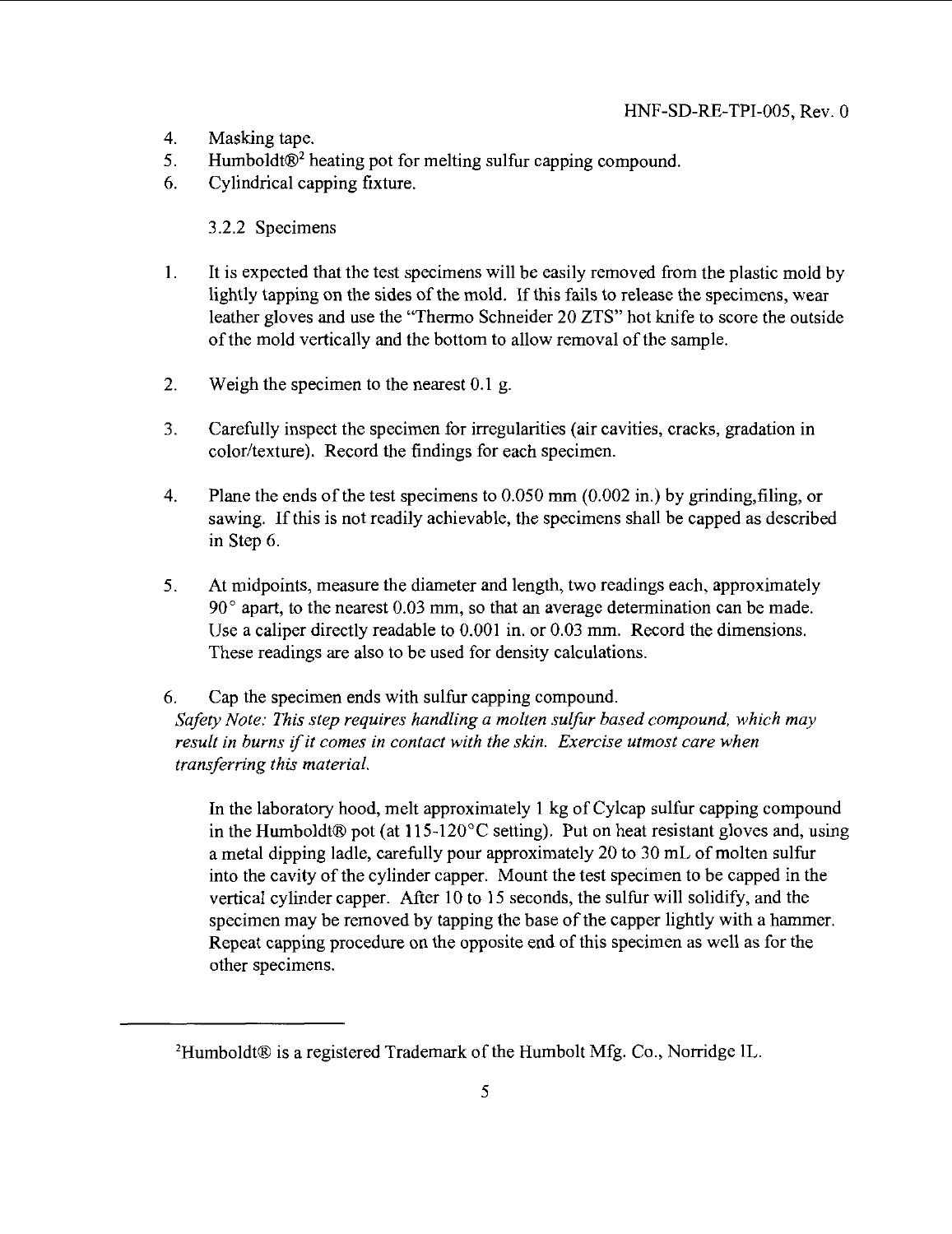4. Masking tape.
5. Humboldt®[2] heating pot for melting sulfur capping compound.
6. Cylindrical capping fixture.

### 3.2.2 Specimens

1. It is expected that the test specimens will be easily removed from the plastic mold by lightly tapping on the sides of the mold. If this fails to release the specimens, wear leather gloves and use the "Thermo Schneider 20 ZTS" hot knife to score the outside of the mold vertically and the bottom to allow removal of the sample.

2. Weigh the specimen to the nearest 0.1 g.

3. Carefully inspect the specimen for irregularities (air cavities, cracks, gradation in color/texture). Record the findings for each specimen.

4. Plane the ends of the test specimens to 0.050 mm (0.002 in.) by grinding,filing, or sawing. If this is not readily achievable, the specimens shall be capped as described in Step 6.

5. At midpoints, measure the diameter and length, two readings each, approximately 90° apart, to the nearest 0.03 mm, so that an average determination can be made. Use a caliper directly readable to 0.001 in. or 0.03 mm. Record the dimensions. These readings are also to be used for density calculations.

6. Cap the specimen ends with sulfur capping compound.
*Safety Note: This step requires handling a molten sulfur based compound, which may result in burns if it comes in contact with the skin. Exercise utmost care when transferring this material.*

   In the laboratory hood, melt approximately 1 kg of Cylcap sulfur capping compound in the Humboldt® pot (at 115-120°C setting). Put on heat resistant gloves and, using a metal dipping ladle, carefully pour approximately 20 to 30 mL of molten sulfur into the cavity of the cylinder capper. Mount the test specimen to be capped in the vertical cylinder capper. After 10 to 15 seconds, the sulfur will solidify, and the specimen may be removed by tapping the base of the capper lightly with a hammer. Repeat capping procedure on the opposite end of this specimen as well as for the other specimens.

---

[2]Humboldt® is a registered Trademark of the Humbolt Mfg. Co., Norridge IL.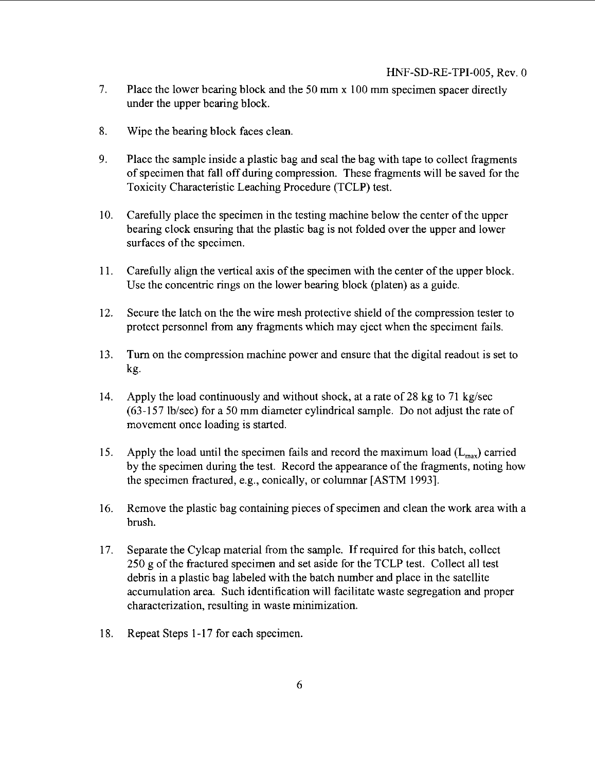7. Place the lower bearing block and the 50 mm x 100 mm specimen spacer directly under the upper bearing block.

8. Wipe the bearing block faces clean.

9. Place the sample inside a plastic bag and seal the bag with tape to collect fragments of specimen that fall off during compression. These fragments will be saved for the Toxicity Characteristic Leaching Procedure (TCLP) test.

10. Carefully place the specimen in the testing machine below the center of the upper bearing clock ensuring that the plastic bag is not folded over the upper and lower surfaces of the specimen.

11. Carefully align the vertical axis of the specimen with the center of the upper block. Use the concentric rings on the lower bearing block (platen) as a guide.

12. Secure the latch on the the wire mesh protective shield of the compression tester to protect personnel from any fragments which may eject when the speciment fails.

13. Turn on the compression machine power and ensure that the digital readout is set to kg.

14. Apply the load continuously and without shock, at a rate of 28 kg to 71 kg/sec (63-157 lb/sec) for a 50 mm diameter cylindrical sample. Do not adjust the rate of movement once loading is started.

15. Apply the load until the specimen fails and record the maximum load ($L_{max}$) carried by the specimen during the test. Record the appearance of the fragments, noting how the specimen fractured, e.g., conically, or columnar [ASTM 1993].

16. Remove the plastic bag containing pieces of specimen and clean the work area with a brush.

17. Separate the Cylcap material from the sample. If required for this batch, collect 250 g of the fractured specimen and set aside for the TCLP test. Collect all test debris in a plastic bag labeled with the batch number and place in the satellite accumulation area. Such identification will facilitate waste segregation and proper characterization, resulting in waste minimization.

18. Repeat Steps 1-17 for each specimen.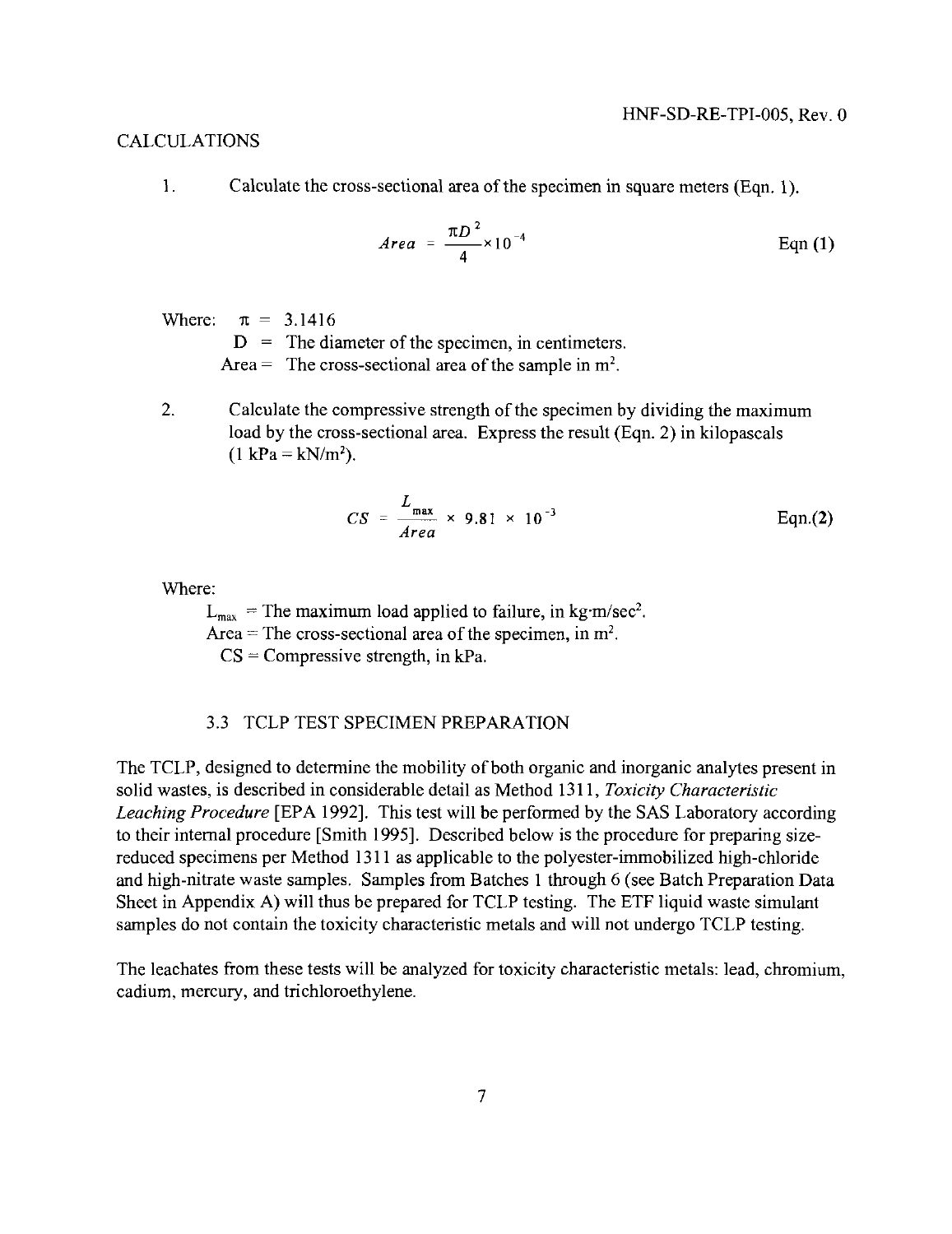CALCULATIONS

1. Calculate the cross-sectional area of the specimen in square meters (Eqn. 1).

$$Area = \frac{\pi D^2}{4} \times 10^{-4} \qquad \text{Eqn (1)}$$

Where: $\pi$ = 3.1416
D = The diameter of the specimen, in centimeters.
Area = The cross-sectional area of the sample in $m^2$.

2. Calculate the compressive strength of the specimen by dividing the maximum load by the cross-sectional area. Express the result (Eqn. 2) in kilopascals (1 kPa = kN/$m^2$).

$$CS = \frac{L_{max}}{Area} \times 9.81 \times 10^{-3} \qquad \text{Eqn.(2)}$$

Where:

$L_{max}$ = The maximum load applied to failure, in kg·m/$sec^2$.
Area = The cross-sectional area of the specimen, in $m^2$.
CS = Compressive strength, in kPa.

### 3.3 TCLP TEST SPECIMEN PREPARATION

The TCLP, designed to determine the mobility of both organic and inorganic analytes present in solid wastes, is described in considerable detail as Method 1311, *Toxicity Characteristic Leaching Procedure* [EPA 1992]. This test will be performed by the SAS Laboratory according to their internal procedure [Smith 1995]. Described below is the procedure for preparing size-reduced specimens per Method 1311 as applicable to the polyester-immobilized high-chloride and high-nitrate waste samples. Samples from Batches 1 through 6 (see Batch Preparation Data Sheet in Appendix A) will thus be prepared for TCLP testing. The ETF liquid waste simulant samples do not contain the toxicity characteristic metals and will not undergo TCLP testing.

The leachates from these tests will be analyzed for toxicity characteristic metals: lead, chromium, cadium, mercury, and trichloroethylene.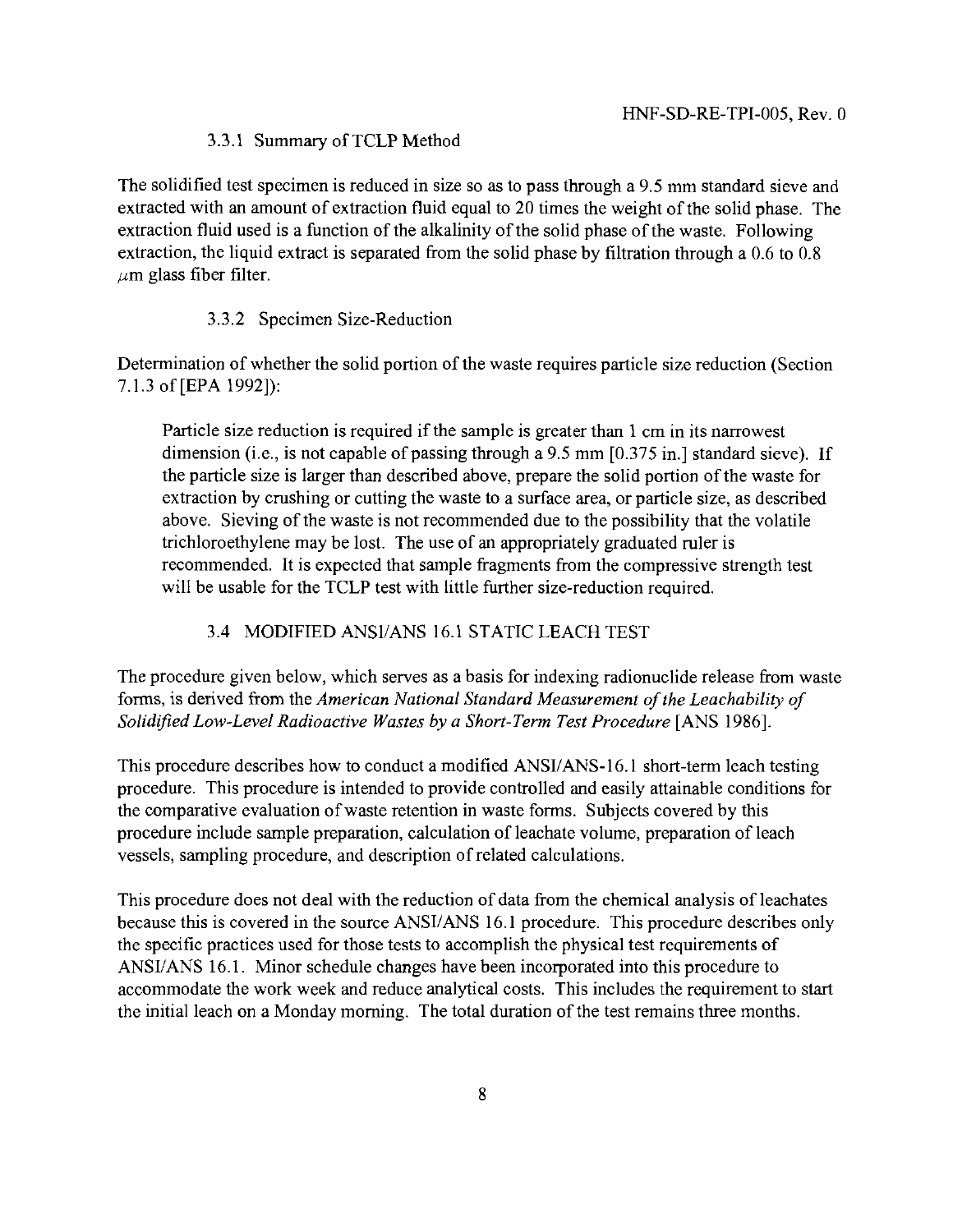### 3.3.1 Summary of TCLP Method

The solidified test specimen is reduced in size so as to pass through a 9.5 mm standard sieve and extracted with an amount of extraction fluid equal to 20 times the weight of the solid phase. The extraction fluid used is a function of the alkalinity of the solid phase of the waste. Following extraction, the liquid extract is separated from the solid phase by filtration through a 0.6 to 0.8 $\mu$m glass fiber filter.

### 3.3.2 Specimen Size-Reduction

Determination of whether the solid portion of the waste requires particle size reduction (Section 7.1.3 of [EPA 1992]):

> Particle size reduction is required if the sample is greater than 1 cm in its narrowest dimension (i.e., is not capable of passing through a 9.5 mm [0.375 in.] standard sieve). If the particle size is larger than described above, prepare the solid portion of the waste for extraction by crushing or cutting the waste to a surface area, or particle size, as described above. Sieving of the waste is not recommended due to the possibility that the volatile trichloroethylene may be lost. The use of an appropriately graduated ruler is recommended. It is expected that sample fragments from the compressive strength test will be usable for the TCLP test with little further size-reduction required.

## 3.4 MODIFIED ANSI/ANS 16.1 STATIC LEACH TEST

The procedure given below, which serves as a basis for indexing radionuclide release from waste forms, is derived from the *American National Standard Measurement of the Leachability of Solidified Low-Level Radioactive Wastes by a Short-Term Test Procedure* [ANS 1986].

This procedure describes how to conduct a modified ANSI/ANS-16.1 short-term leach testing procedure. This procedure is intended to provide controlled and easily attainable conditions for the comparative evaluation of waste retention in waste forms. Subjects covered by this procedure include sample preparation, calculation of leachate volume, preparation of leach vessels, sampling procedure, and description of related calculations.

This procedure does not deal with the reduction of data from the chemical analysis of leachates because this is covered in the source ANSI/ANS 16.1 procedure. This procedure describes only the specific practices used for those tests to accomplish the physical test requirements of ANSI/ANS 16.1. Minor schedule changes have been incorporated into this procedure to accommodate the work week and reduce analytical costs. This includes the requirement to start the initial leach on a Monday morning. The total duration of the test remains three months.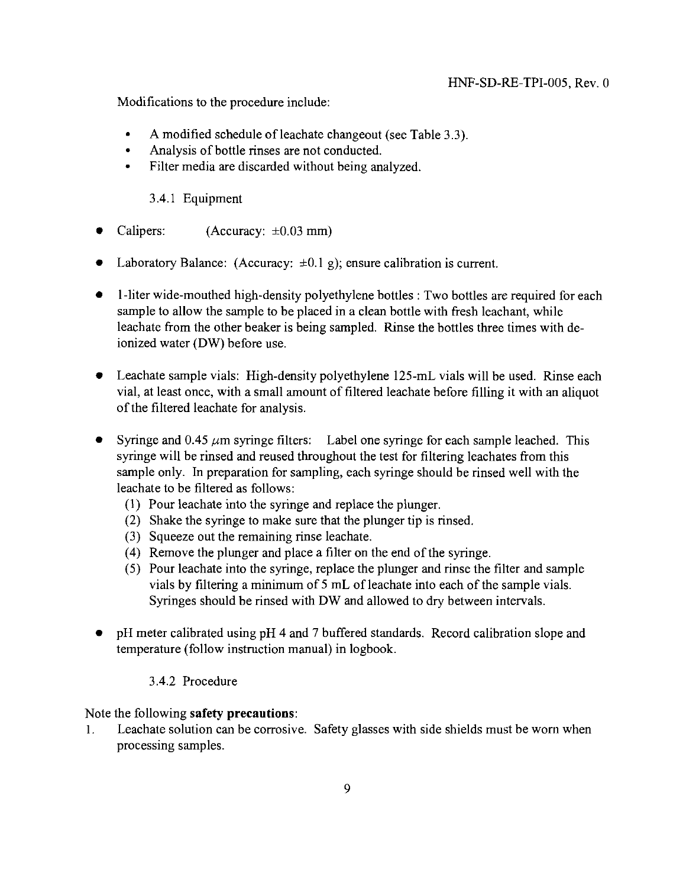Modifications to the procedure include:

- A modified schedule of leachate changeout (see Table 3.3).
- Analysis of bottle rinses are not conducted.
- Filter media are discarded without being analyzed.

### 3.4.1 Equipment

- Calipers: (Accuracy: ±0.03 mm)
- Laboratory Balance: (Accuracy: ±0.1 g); ensure calibration is current.
- 1-liter wide-mouthed high-density polyethylene bottles : Two bottles are required for each sample to allow the sample to be placed in a clean bottle with fresh leachant, while leachate from the other beaker is being sampled. Rinse the bottles three times with deionized water (DW) before use.
- Leachate sample vials: High-density polyethylene 125-mL vials will be used. Rinse each vial, at least once, with a small amount of filtered leachate before filling it with an aliquot of the filtered leachate for analysis.
- Syringe and 0.45 $\mu$m syringe filters: Label one syringe for each sample leached. This syringe will be rinsed and reused throughout the test for filtering leachates from this sample only. In preparation for sampling, each syringe should be rinsed well with the leachate to be filtered as follows:
  (1) Pour leachate into the syringe and replace the plunger.
  (2) Shake the syringe to make sure that the plunger tip is rinsed.
  (3) Squeeze out the remaining rinse leachate.
  (4) Remove the plunger and place a filter on the end of the syringe.
  (5) Pour leachate into the syringe, replace the plunger and rinse the filter and sample vials by filtering a minimum of 5 mL of leachate into each of the sample vials. Syringes should be rinsed with DW and allowed to dry between intervals.
- pH meter calibrated using pH 4 and 7 buffered standards. Record calibration slope and temperature (follow instruction manual) in logbook.

### 3.4.2 Procedure

Note the following **safety precautions**:

1. Leachate solution can be corrosive. Safety glasses with side shields must be worn when processing samples.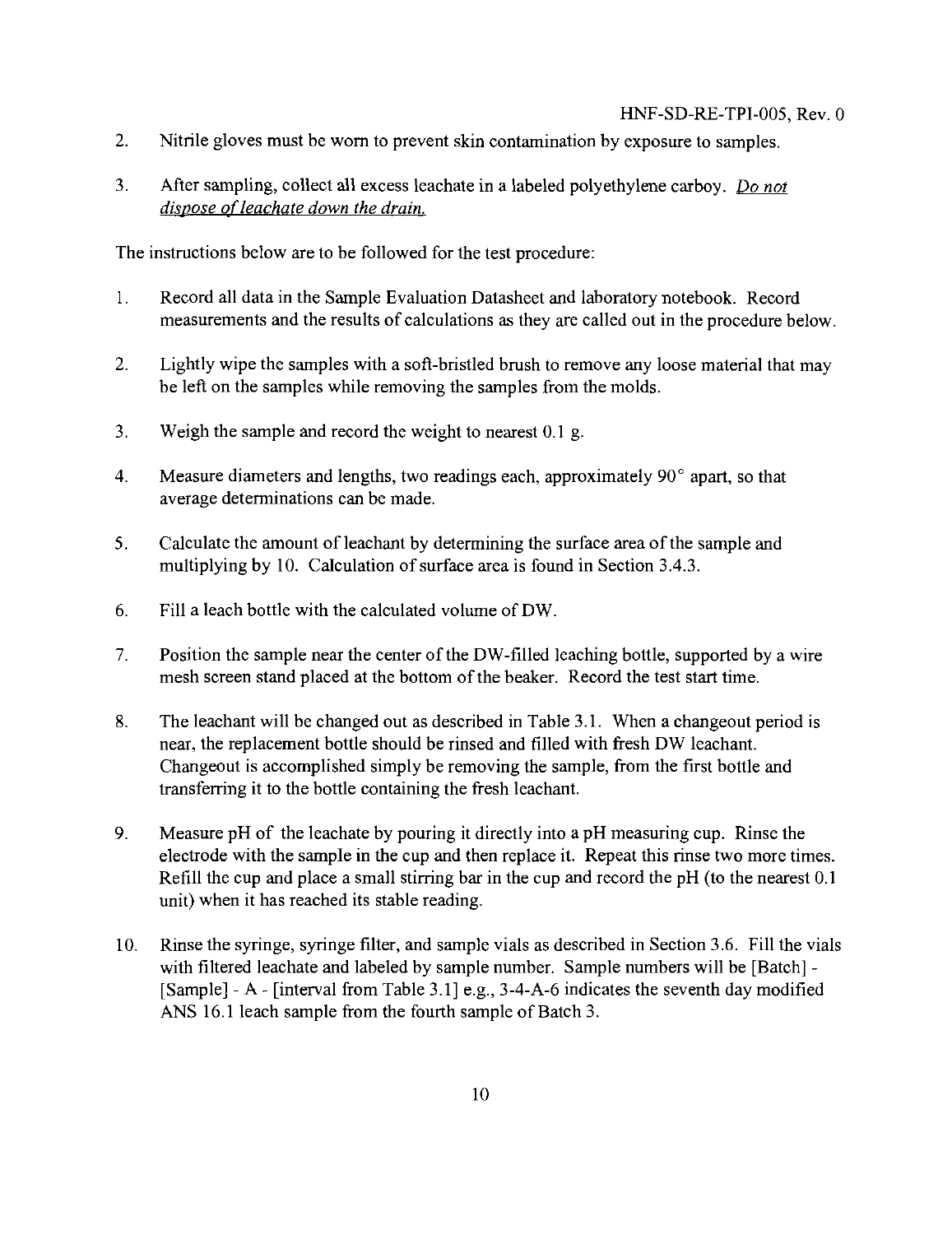2. Nitrile gloves must be worn to prevent skin contamination by exposure to samples.

3. After sampling, collect all excess leachate in a labeled polyethylene carboy. *Do not dispose of leachate down the drain.*

The instructions below are to be followed for the test procedure:

1. Record all data in the Sample Evaluation Datasheet and laboratory notebook. Record measurements and the results of calculations as they are called out in the procedure below.

2. Lightly wipe the samples with a soft-bristled brush to remove any loose material that may be left on the samples while removing the samples from the molds.

3. Weigh the sample and record the weight to nearest 0.1 g.

4. Measure diameters and lengths, two readings each, approximately 90° apart, so that average determinations can be made.

5. Calculate the amount of leachant by determining the surface area of the sample and multiplying by 10. Calculation of surface area is found in Section 3.4.3.

6. Fill a leach bottle with the calculated volume of DW.

7. Position the sample near the center of the DW-filled leaching bottle, supported by a wire mesh screen stand placed at the bottom of the beaker. Record the test start time.

8. The leachant will be changed out as described in Table 3.1. When a changeout period is near, the replacement bottle should be rinsed and filled with fresh DW leachant. Changeout is accomplished simply be removing the sample, from the first bottle and transferring it to the bottle containing the fresh leachant.

9. Measure pH of the leachate by pouring it directly into a pH measuring cup. Rinse the electrode with the sample in the cup and then replace it. Repeat this rinse two more times. Refill the cup and place a small stirring bar in the cup and record the pH (to the nearest 0.1 unit) when it has reached its stable reading.

10. Rinse the syringe, syringe filter, and sample vials as described in Section 3.6. Fill the vials with filtered leachate and labeled by sample number. Sample numbers will be [Batch] - [Sample] - A - [interval from Table 3.1] e.g., 3-4-A-6 indicates the seventh day modified ANS 16.1 leach sample from the fourth sample of Batch 3.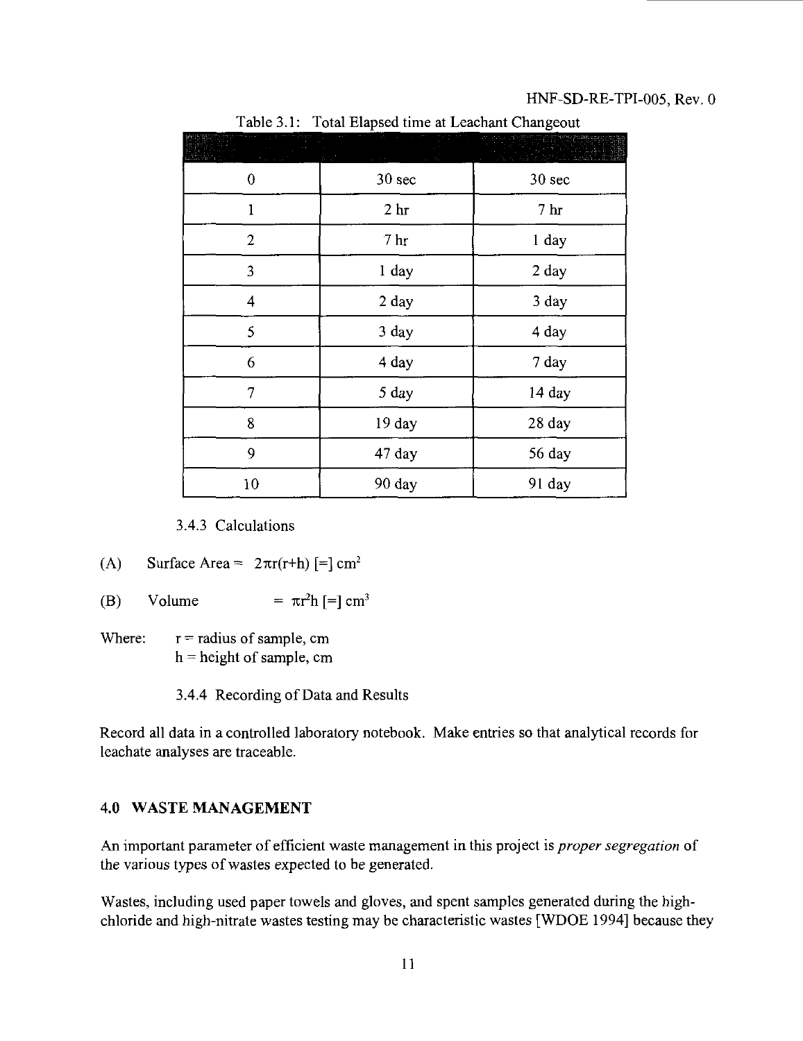Table 3.1: Total Elapsed time at Leachant Changeout

| | | |
|---|---|---|
| 0 | 30 sec | 30 sec |
| 1 | 2 hr | 7 hr |
| 2 | 7 hr | 1 day |
| 3 | 1 day | 2 day |
| 4 | 2 day | 3 day |
| 5 | 3 day | 4 day |
| 6 | 4 day | 7 day |
| 7 | 5 day | 14 day |
| 8 | 19 day | 28 day |
| 9 | 47 day | 56 day |
| 10 | 90 day | 91 day |

### 3.4.3 Calculations

(A) Surface Area = $2\pi r(r+h)$ [=] $cm^2$

(B) Volume = $\pi r^2 h$ [=] $cm^3$

Where: r = radius of sample, cm
h = height of sample, cm

### 3.4.4 Recording of Data and Results

Record all data in a controlled laboratory notebook. Make entries so that analytical records for leachate analyses are traceable.

## 4.0 WASTE MANAGEMENT

An important parameter of efficient waste management in this project is *proper segregation* of the various types of wastes expected to be generated.

Wastes, including used paper towels and gloves, and spent samples generated during the high-chloride and high-nitrate wastes testing may be characteristic wastes [WDOE 1994] because they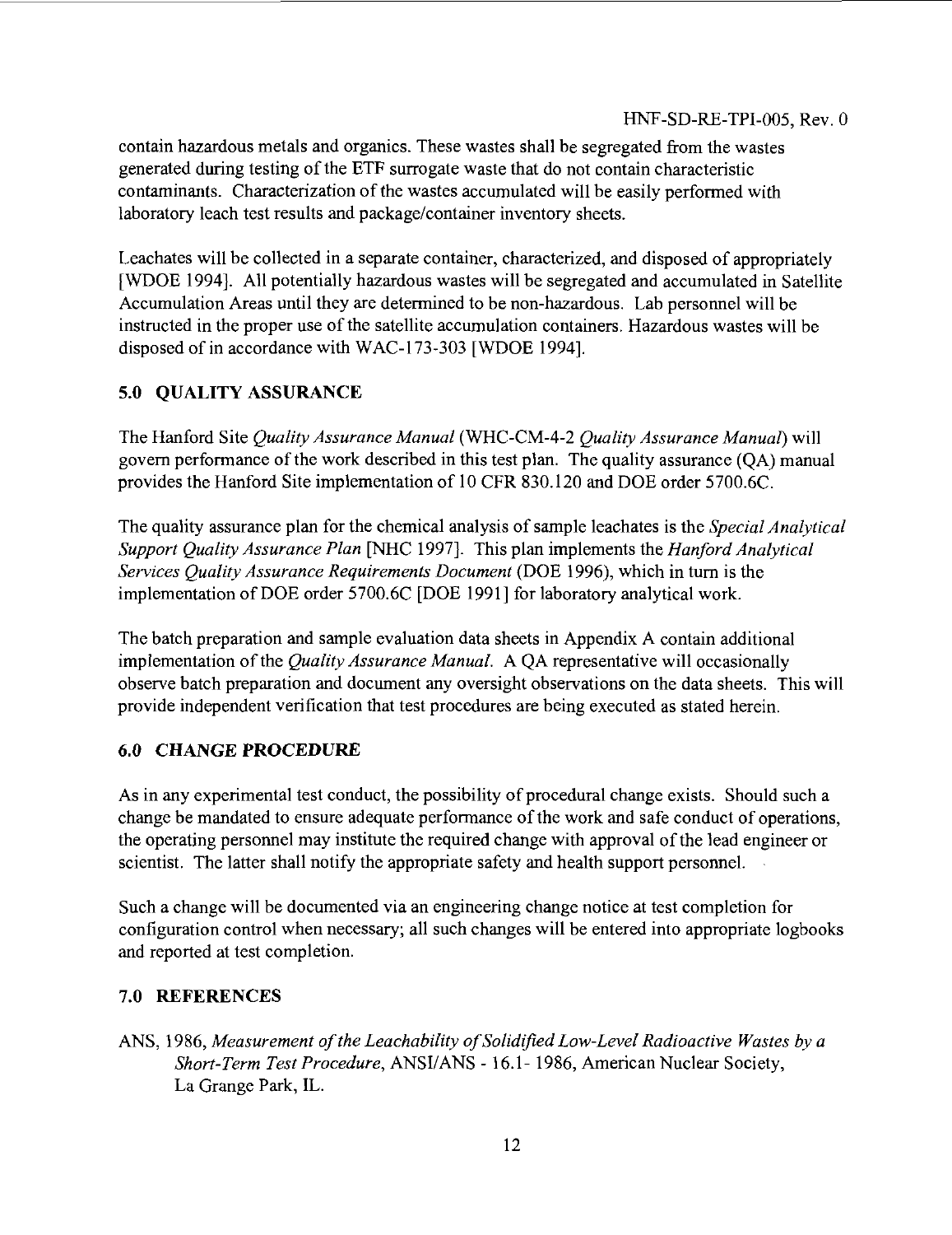contain hazardous metals and organics. These wastes shall be segregated from the wastes generated during testing of the ETF surrogate waste that do not contain characteristic contaminants. Characterization of the wastes accumulated will be easily performed with laboratory leach test results and package/container inventory sheets.

Leachates will be collected in a separate container, characterized, and disposed of appropriately [WDOE 1994]. All potentially hazardous wastes will be segregated and accumulated in Satellite Accumulation Areas until they are determined to be non-hazardous. Lab personnel will be instructed in the proper use of the satellite accumulation containers. Hazardous wastes will be disposed of in accordance with WAC-173-303 [WDOE 1994].

## 5.0 QUALITY ASSURANCE

The Hanford Site *Quality Assurance Manual* (WHC-CM-4-2 *Quality Assurance Manual*) will govern performance of the work described in this test plan. The quality assurance (QA) manual provides the Hanford Site implementation of 10 CFR 830.120 and DOE order 5700.6C.

The quality assurance plan for the chemical analysis of sample leachates is the *Special Analytical Support Quality Assurance Plan* [NHC 1997]. This plan implements the *Hanford Analytical Services Quality Assurance Requirements Document* (DOE 1996), which in turn is the implementation of DOE order 5700.6C [DOE 1991] for laboratory analytical work.

The batch preparation and sample evaluation data sheets in Appendix A contain additional implementation of the *Quality Assurance Manual*. A QA representative will occasionally observe batch preparation and document any oversight observations on the data sheets. This will provide independent verification that test procedures are being executed as stated herein.

## 6.0 CHANGE PROCEDURE

As in any experimental test conduct, the possibility of procedural change exists. Should such a change be mandated to ensure adequate performance of the work and safe conduct of operations, the operating personnel may institute the required change with approval of the lead engineer or scientist. The latter shall notify the appropriate safety and health support personnel.

Such a change will be documented via an engineering change notice at test completion for configuration control when necessary; all such changes will be entered into appropriate logbooks and reported at test completion.

## 7.0 REFERENCES

ANS, 1986, *Measurement of the Leachability of Solidified Low-Level Radioactive Wastes by a Short-Term Test Procedure*, ANSI/ANS - 16.1- 1986, American Nuclear Society, La Grange Park, IL.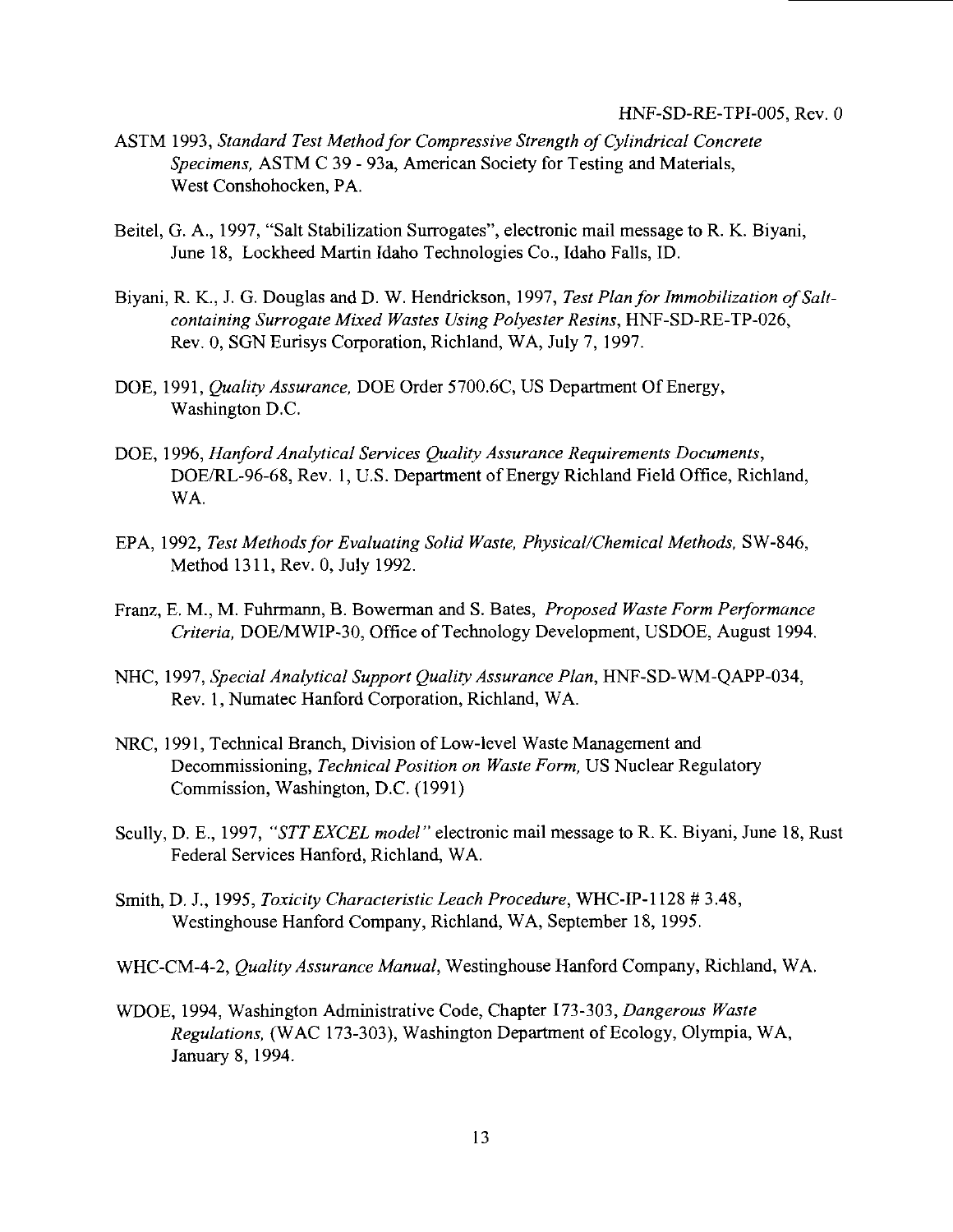ASTM 1993, *Standard Test Method for Compressive Strength of Cylindrical Concrete Specimens,* ASTM C 39 - 93a, American Society for Testing and Materials, West Conshohocken, PA.

Beitel, G. A., 1997, "Salt Stabilization Surrogates", electronic mail message to R. K. Biyani, June 18, Lockheed Martin Idaho Technologies Co., Idaho Falls, ID.

Biyani, R. K., J. G. Douglas and D. W. Hendrickson, 1997, *Test Plan for Immobilization of Salt-containing Surrogate Mixed Wastes Using Polyester Resins*, HNF-SD-RE-TP-026, Rev. 0, SGN Eurisys Corporation, Richland, WA, July 7, 1997.

DOE, 1991, *Quality Assurance,* DOE Order 5700.6C, US Department Of Energy, Washington D.C.

DOE, 1996, *Hanford Analytical Services Quality Assurance Requirements Documents*, DOE/RL-96-68, Rev. 1, U.S. Department of Energy Richland Field Office, Richland, WA.

EPA, 1992, *Test Methods for Evaluating Solid Waste, Physical/Chemical Methods,* SW-846, Method 1311, Rev. 0, July 1992.

Franz, E. M., M. Fuhrmann, B. Bowerman and S. Bates, *Proposed Waste Form Performance Criteria,* DOE/MWIP-30, Office of Technology Development, USDOE, August 1994.

NHC, 1997, *Special Analytical Support Quality Assurance Plan*, HNF-SD-WM-QAPP-034, Rev. 1, Numatec Hanford Corporation, Richland, WA.

NRC, 1991, Technical Branch, Division of Low-level Waste Management and Decommissioning, *Technical Position on Waste Form,* US Nuclear Regulatory Commission, Washington, D.C. (1991)

Scully, D. E., 1997, *"STT EXCEL model"* electronic mail message to R. K. Biyani, June 18, Rust Federal Services Hanford, Richland, WA.

Smith, D. J., 1995, *Toxicity Characteristic Leach Procedure*, WHC-IP-1128 # 3.48, Westinghouse Hanford Company, Richland, WA, September 18, 1995.

WHC-CM-4-2, *Quality Assurance Manual*, Westinghouse Hanford Company, Richland, WA.

WDOE, 1994, Washington Administrative Code, Chapter 173-303, *Dangerous Waste Regulations,* (WAC 173-303), Washington Department of Ecology, Olympia, WA, January 8, 1994.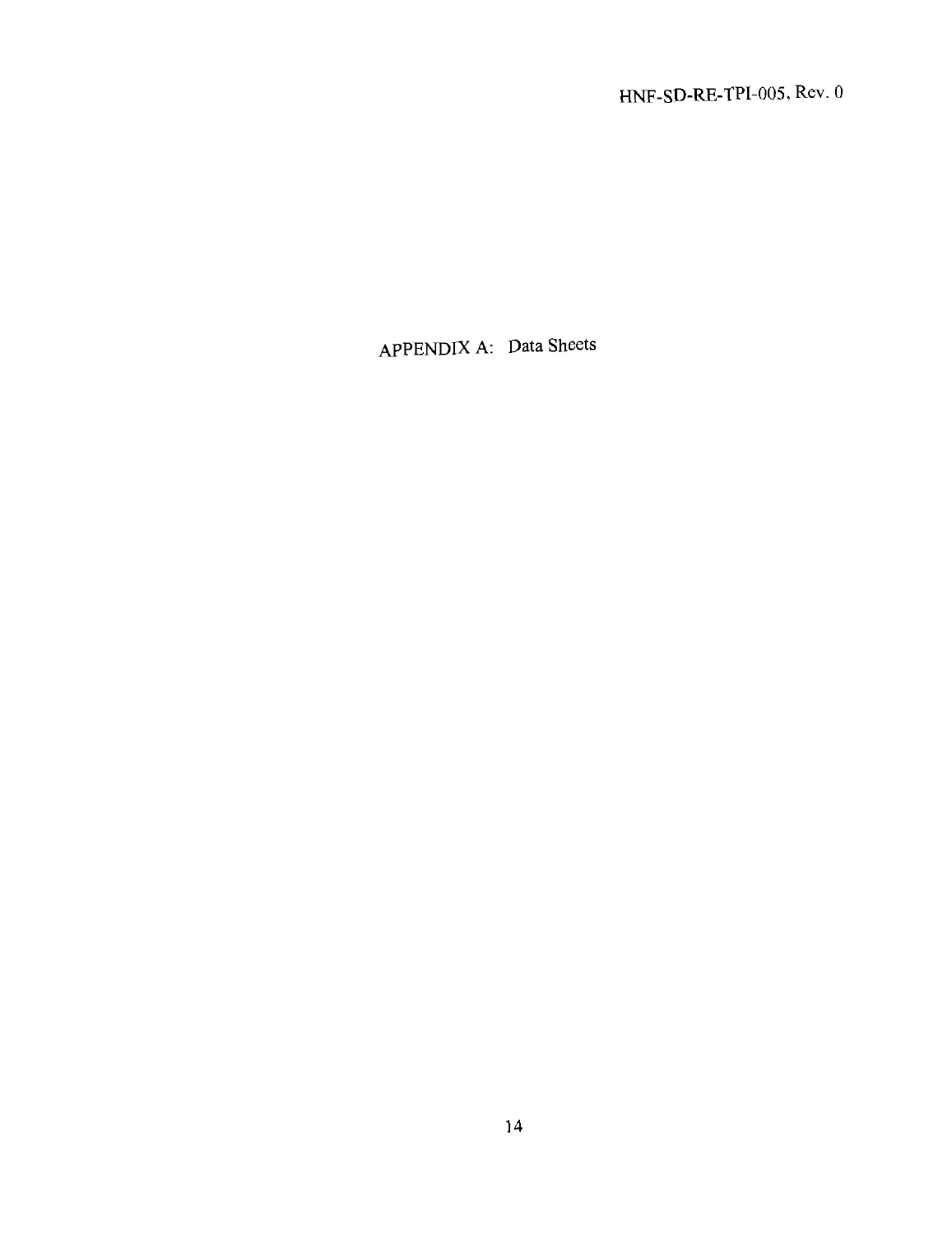# APPENDIX A: Data Sheets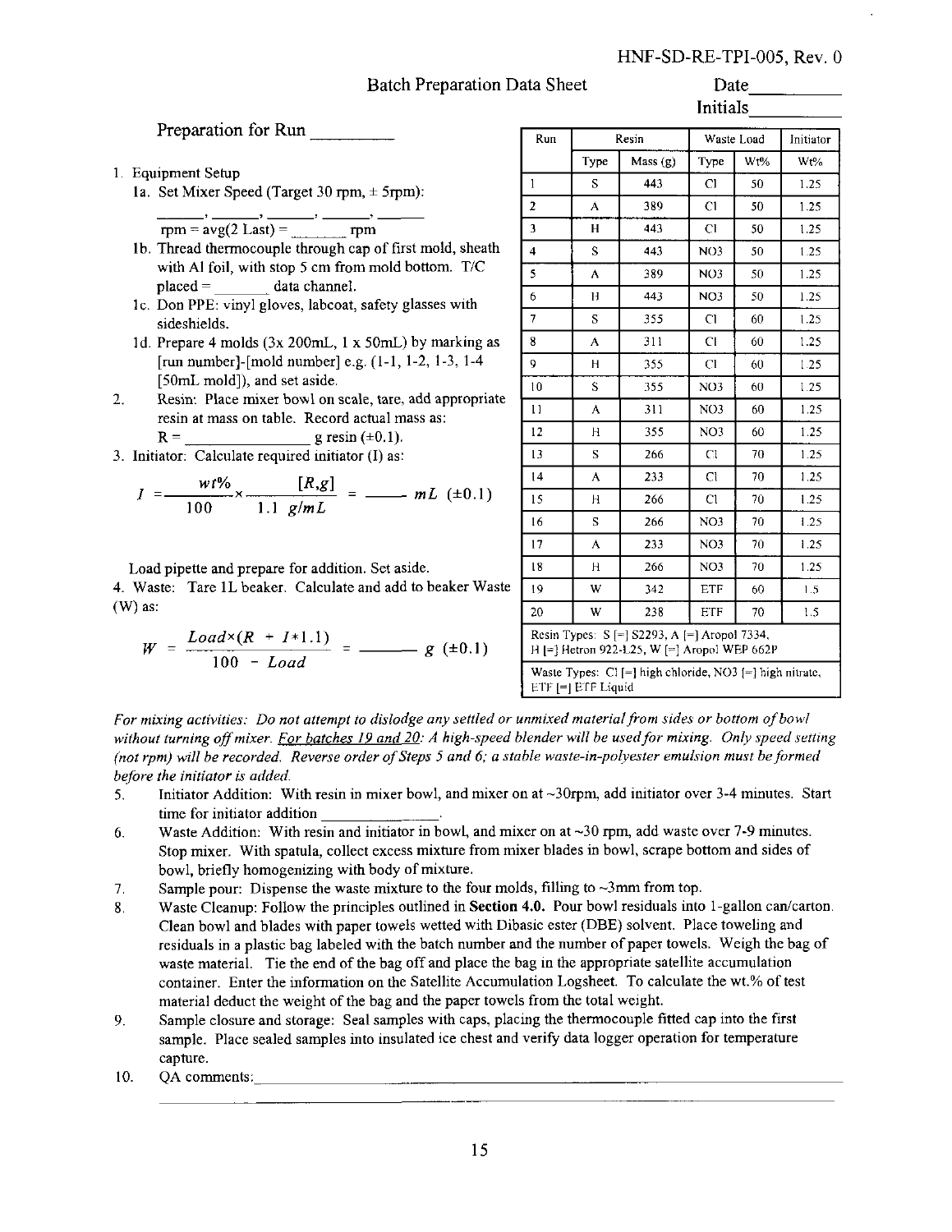## Batch Preparation Data Sheet

Date__________

Initials__________

Preparation for Run __________

1. Equipment Setup
   1a. Set Mixer Speed (Target 30 rpm, ± 5rpm):
   ______, ______, ______, ______, ______
   rpm = avg(2 Last) = ______ rpm
   1b. Thread thermocouple through cap of first mold, sheath with Al foil, with stop 5 cm from mold bottom. T/C placed = ______ data channel.
   1c. Don PPE: vinyl gloves, labcoat, safety glasses with sideshields.
   1d. Prepare 4 molds (3x 200mL, 1 x 50mL) by marking as [run number]-[mold number] e.g. (1-1, 1-2, 1-3, 1-4 [50mL mold]), and set aside.
2. Resin: Place mixer bowl on scale, tare, add appropriate resin at mass on table. Record actual mass as:
   R = ______________ g resin (±0.1).
3. Initiator: Calculate required initiator (I) as:

$$I = \frac{wt\%}{100} \times \frac{[R,g]}{1.1\ g/mL} = \_\_\_\_\ mL\ (\pm 0.1)$$

Load pipette and prepare for addition. Set aside.

4. Waste: Tare 1L beaker. Calculate and add to beaker Waste (W) as:

$$W = \frac{Load \times (R + I * 1.1)}{100 - Load} = \_\_\_\_\_\_\ g\ (\pm 0.1)$$

| Run | Resin | | Waste Load | | Initiator |
|---|---|---|---|---|---|
| | Type | Mass (g) | Type | Wt% | Wt% |
| 1 | S | 443 | Cl | 50 | 1.25 |
| 2 | A | 389 | Cl | 50 | 1.25 |
| 3 | H | 443 | Cl | 50 | 1.25 |
| 4 | S | 443 | NO3 | 50 | 1.25 |
| 5 | A | 389 | NO3 | 50 | 1.25 |
| 6 | H | 443 | NO3 | 50 | 1.25 |
| 7 | S | 355 | Cl | 60 | 1.25 |
| 8 | A | 311 | Cl | 60 | 1.25 |
| 9 | H | 355 | Cl | 60 | 1.25 |
| 10 | S | 355 | NO3 | 60 | 1.25 |
| 11 | A | 311 | NO3 | 60 | 1.25 |
| 12 | H | 355 | NO3 | 60 | 1.25 |
| 13 | S | 266 | Cl | 70 | 1.25 |
| 14 | A | 233 | Cl | 70 | 1.25 |
| 15 | H | 266 | Cl | 70 | 1.25 |
| 16 | S | 266 | NO3 | 70 | 1.25 |
| 17 | A | 233 | NO3 | 70 | 1.25 |
| 18 | H | 266 | NO3 | 70 | 1.25 |
| 19 | W | 342 | ETF | 60 | 1.5 |
| 20 | W | 238 | ETF | 70 | 1.5 |

Resin Types: S [=] S2293, A [=] Aropol 7334, H [=] Hetron 922-L25, W [=] Aropol WEP 662P

Waste Types: Cl [=] high chloride, NO3 [=] high nitrate, ETF [=] ETF Liquid

*For mixing activities: Do not attempt to dislodge any settled or unmixed material from sides or bottom of bowl without turning off mixer. For batches 19 and 20: A high-speed blender will be used for mixing. Only speed setting (not rpm) will be recorded. Reverse order of Steps 5 and 6; a stable waste-in-polyester emulsion must be formed before the initiator is added.*

5. Initiator Addition: With resin in mixer bowl, and mixer on at ~30rpm, add initiator over 3-4 minutes. Start time for initiator addition ______________.
6. Waste Addition: With resin and initiator in bowl, and mixer on at ~30 rpm, add waste over 7-9 minutes. Stop mixer. With spatula, collect excess mixture from mixer blades in bowl, scrape bottom and sides of bowl, briefly homogenizing with body of mixture.
7. Sample pour: Dispense the waste mixture to the four molds, filling to ~3mm from top.
8. Waste Cleanup: Follow the principles outlined in **Section 4.0.** Pour bowl residuals into 1-gallon can/carton. Clean bowl and blades with paper towels wetted with Dibasic ester (DBE) solvent. Place toweling and residuals in a plastic bag labeled with the batch number and the number of paper towels. Weigh the bag of waste material. Tie the end of the bag off and place the bag in the appropriate satellite accumulation container. Enter the information on the Satellite Accumulation Logsheet. To calculate the wt.% of test material deduct the weight of the bag and the paper towels from the total weight.
9. Sample closure and storage: Seal samples with caps, placing the thermocouple fitted cap into the first sample. Place sealed samples into insulated ice chest and verify data logger operation for temperature capture.
10. QA comments:______________________________________________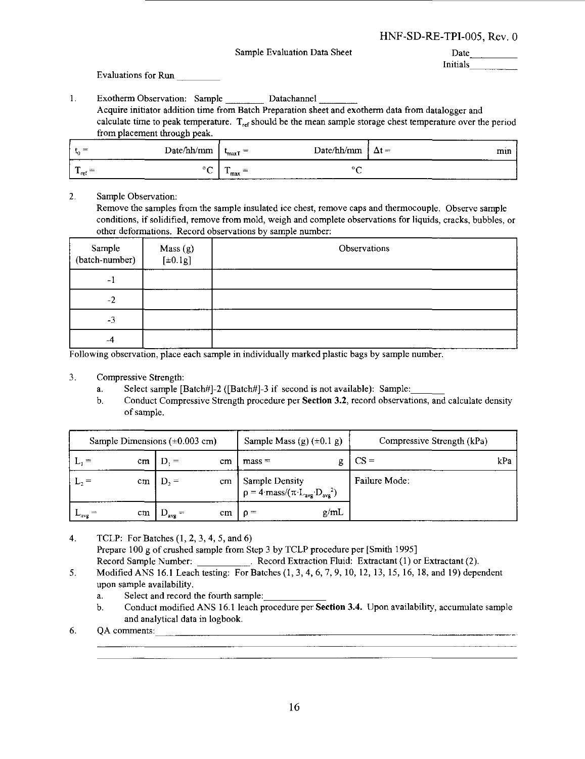## Sample Evaluation Data Sheet

Date\_\_\_\_\_\_\_\_\_

Initials\_\_\_\_\_\_\_\_\_

Evaluations for Run \_\_\_\_\_\_\_\_\_

1. Exotherm Observation: Sample \_\_\_\_\_\_\_\_ Datachannel \_\_\_\_\_\_\_\_
   Acquire initiator addition time from Batch Preparation sheet and exotherm data from datalogger and calculate time to peak temperature. $T_{ref}$ should be the mean sample storage chest temperature over the period from placement through peak.

| $t_0$ = Date/hh/mm | $t_{maxT}$ = Date/hh/mm | $\Delta t$ = min |
|---|---|---|
| $T_{ref}$ = °C | $T_{max}$ = °C | |

2. Sample Observation:
   Remove the samples from the sample insulated ice chest, remove caps and thermocouple. Observe sample conditions, if solidified, remove from mold, weigh and complete observations for liquids, cracks, bubbles, or other deformations. Record observations by sample number:

| Sample (batch-number) | Mass (g) [±0.1g] | Observations |
|---|---|---|
| -1 | | |
| -2 | | |
| -3 | | |
| -4 | | |

Following observation, place each sample in individually marked plastic bags by sample number.

3. Compressive Strength:
   a. Select sample [Batch#]-2 ([Batch#]-3 if second is not available): Sample:\_\_\_\_\_\_\_
   b. Conduct Compressive Strength procedure per **Section 3.2**, record observations, and calculate density of sample.

| Sample Dimensions (±0.003 cm) | | Sample Mass (g) (±0.1 g) | Compressive Strength (kPa) |
|---|---|---|---|
| $L_1$ = cm | $D_1$ = cm | mass = g | CS = kPa |
| $L_2$ = cm | $D_2$ = cm | Sample Density $\rho = 4 \cdot \text{mass}/(\pi \cdot L_{avg} \cdot D_{avg}^2)$ | Failure Mode: |
| $L_{avg}$ = cm | $D_{avg}$ = cm | $\rho$ = g/mL | |

4. TCLP: For Batches (1, 2, 3, 4, 5, and 6)
   Prepare 100 g of crushed sample from Step 3 by TCLP procedure per [Smith 1995]
   Record Sample Number: \_\_\_\_\_\_\_\_\_\_. Record Extraction Fluid: Extractant (1) or Extractant (2).
5. Modified ANS 16.1 Leach testing: For Batches (1, 3, 4, 6, 7, 9, 10, 12, 13, 15, 16, 18, and 19) dependent upon sample availability.
   a. Select and record the fourth sample:\_\_\_\_\_\_\_\_\_\_\_\_
   b. Conduct modified ANS 16.1 leach procedure per **Section 3.4.** Upon availability, accumulate sample and analytical data in logbook.
6. QA comments:\_\_\_\_\_\_\_\_\_\_\_\_\_\_\_\_\_\_\_\_\_\_\_\_\_\_\_\_\_\_\_\_\_\_\_\_\_\_\_\_\_\_\_\_\_\_\_\_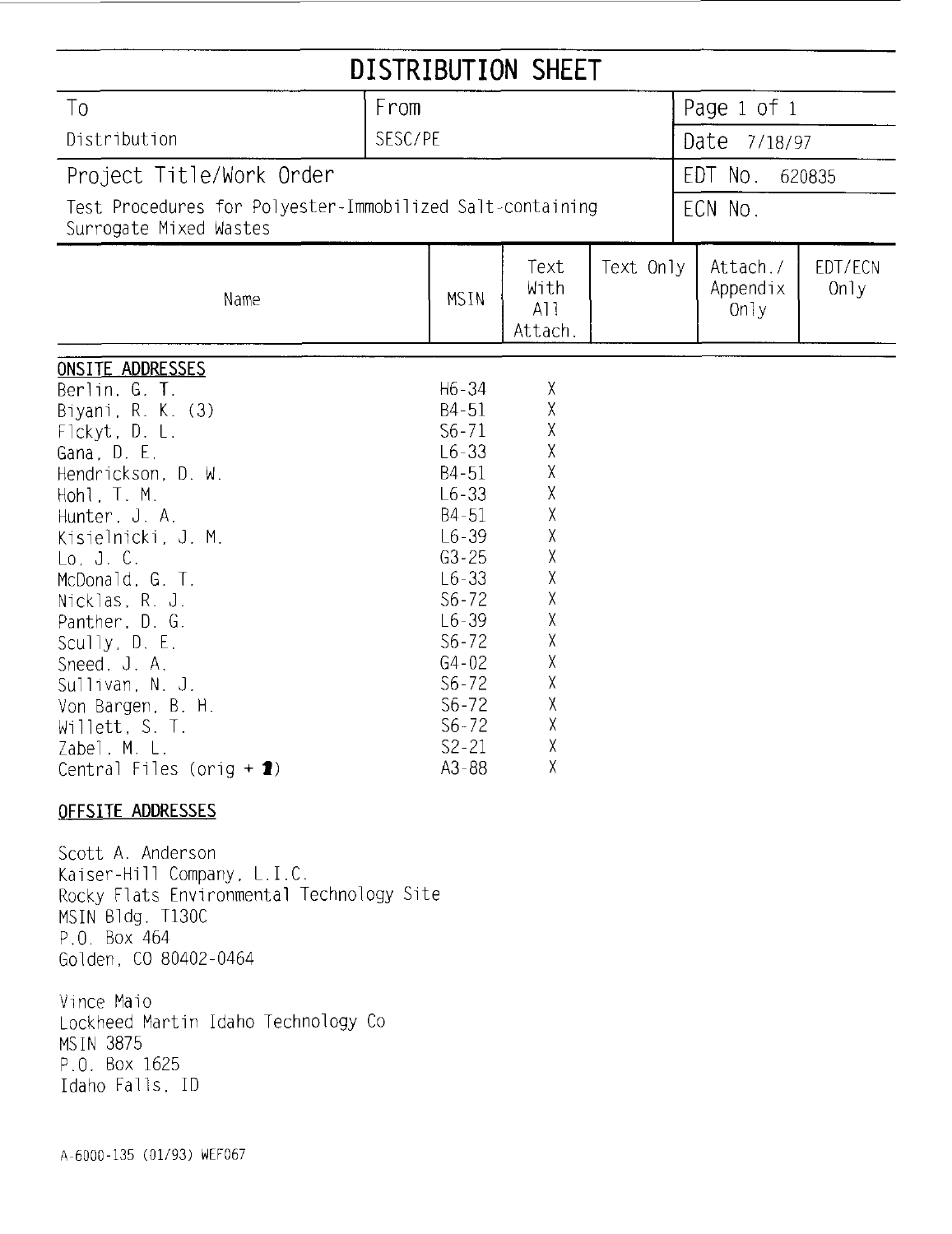# DISTRIBUTION SHEET

| | | |
|---|---|---|
| To<br>Distribution | From<br>SESC/PE | Page 1 of 1 |
| | | Date 7/18/97 |
| Project Title/Work Order<br>Test Procedures for Polyester-Immobilized Salt-containing Surrogate Mixed Wastes | | EDT No. 620835 |
| | | ECN No. |

| Name | MSIN | Text With All Attach. | Text Only | Attach./ Appendix Only | EDT/ECN Only |
|---|---|---|---|---|---|
| **ONSITE ADDRESSES** | | | | | |
| Berlin, G. T. | H6-34 | X | | | |
| Biyani, R. K. (3) | B4-51 | X | | | |
| Flckyt, D. L. | S6-71 | X | | | |
| Gana, D. E. | L6-33 | X | | | |
| Hendrickson, D. W. | B4-51 | X | | | |
| Hohl, T. M. | L6-33 | X | | | |
| Hunter, J. A. | B4-51 | X | | | |
| Kisielnicki, J. M. | L6-39 | X | | | |
| Lo, J. C. | G3-25 | X | | | |
| McDonald, G. T. | L6-33 | X | | | |
| Nicklas, R. J. | S6-72 | X | | | |
| Panther, D. G. | L6-39 | X | | | |
| Scully, D. E. | S6-72 | X | | | |
| Sneed, J. A. | G4-02 | X | | | |
| Sullivan, N. J. | S6-72 | X | | | |
| Von Bargen, B. H. | S6-72 | X | | | |
| Willett, S. T. | S6-72 | X | | | |
| Zabel, M. L. | S2-21 | X | | | |
| Central Files (orig + 1) | A3-88 | X | | | |

**OFFSITE ADDRESSES**

Scott A. Anderson
Kaiser-Hill Company, L.I.C.
Rocky Flats Environmental Technology Site
MSIN Bldg. T130C
P.O. Box 464
Golden, CO 80402-0464

Vince Maio
Lockheed Martin Idaho Technology Co
MSIN 3875
P.O. Box 1625
Idaho Falls, ID

A-6000-135 (01/93) WEF067